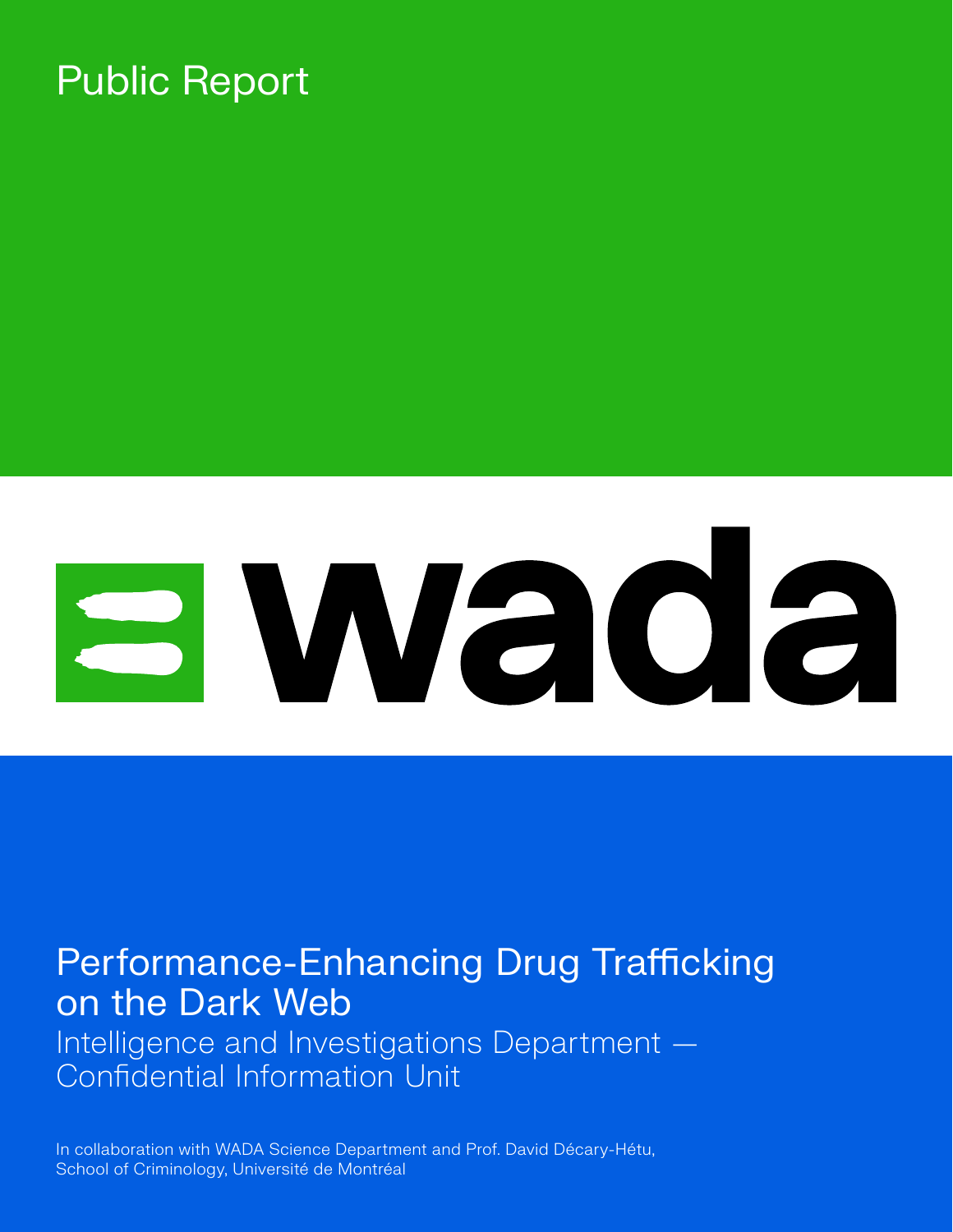Public Report

wada

# Performance-Enhancing Drug Trafficking on the Dark Web

## Intelligence and Investigations Department — Confidential Information Unit

In collaboration with WADA Science Department and Prof. David Décary-Hétu, School of Criminology, Université de Montréal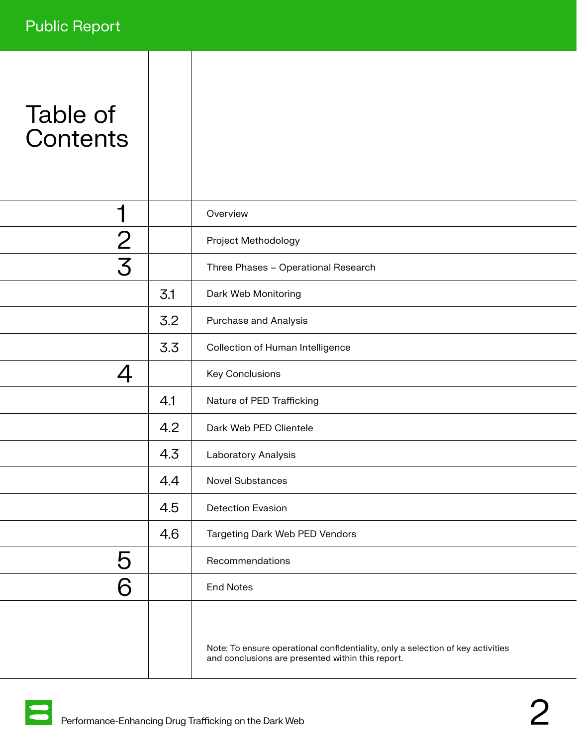# Table of Contents

| | | |
|---|---|---|
| 1 | | Overview |
| 2 | | Project Methodology |
| 3 | | Three Phases – Operational Research |
| | 3.1 | Dark Web Monitoring |
| | 3.2 | Purchase and Analysis |
| | 3.3 | Collection of Human Intelligence |
| 4 | | Key Conclusions |
| | 4.1 | Nature of PED Trafficking |
| | 4.2 | Dark Web PED Clientele |
| | 4.3 | Laboratory Analysis |
| | 4.4 | Novel Substances |
| | 4.5 | Detection Evasion |
| | 4.6 | Targeting Dark Web PED Vendors |
| 5 | | Recommendations |
| 6 | | End Notes |

Note: To ensure operational confidentiality, only a selection of key activities and conclusions are presented within this report.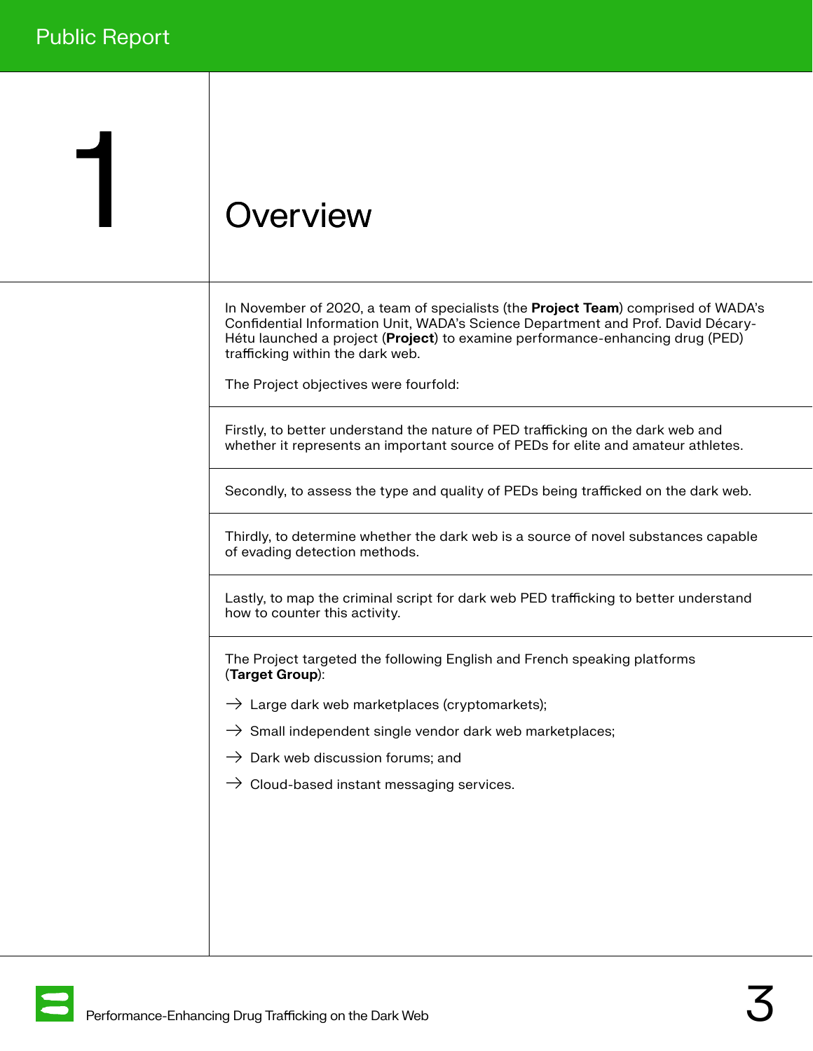# 1 Overview

In November of 2020, a team of specialists (the **Project Team**) comprised of WADA's Confidential Information Unit, WADA's Science Department and Prof. David Décary-Hétu launched a project (**Project**) to examine performance-enhancing drug (PED) trafficking within the dark web.

The Project objectives were fourfold:

Firstly, to better understand the nature of PED trafficking on the dark web and whether it represents an important source of PEDs for elite and amateur athletes.

Secondly, to assess the type and quality of PEDs being trafficked on the dark web.

Thirdly, to determine whether the dark web is a source of novel substances capable of evading detection methods.

Lastly, to map the criminal script for dark web PED trafficking to better understand how to counter this activity.

The Project targeted the following English and French speaking platforms (**Target Group**):

→ Large dark web marketplaces (cryptomarkets);

→ Small independent single vendor dark web marketplaces;

→ Dark web discussion forums; and

→ Cloud-based instant messaging services.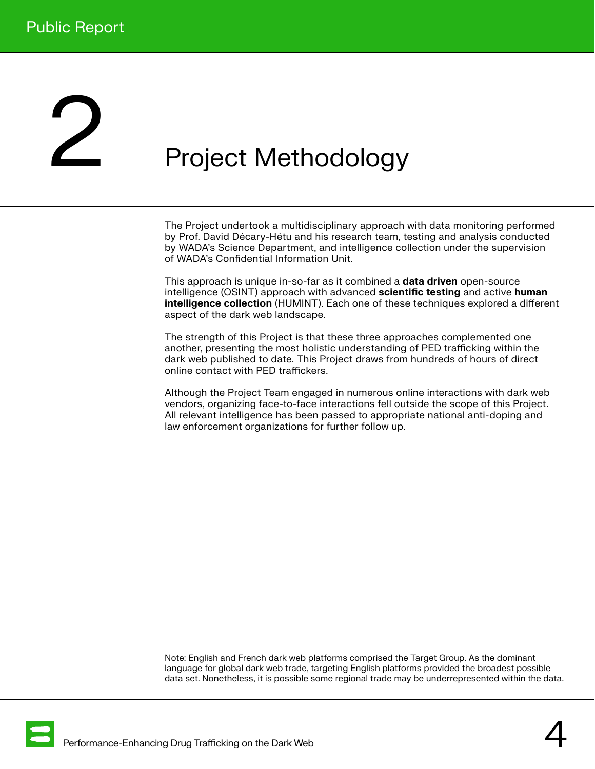# 2 Project Methodology

The Project undertook a multidisciplinary approach with data monitoring performed by Prof. David Décary-Hétu and his research team, testing and analysis conducted by WADA's Science Department, and intelligence collection under the supervision of WADA's Confidential Information Unit.

This approach is unique in-so-far as it combined a **data driven** open-source intelligence (OSINT) approach with advanced **scientific testing** and active **human intelligence collection** (HUMINT). Each one of these techniques explored a different aspect of the dark web landscape.

The strength of this Project is that these three approaches complemented one another, presenting the most holistic understanding of PED trafficking within the dark web published to date. This Project draws from hundreds of hours of direct online contact with PED traffickers.

Although the Project Team engaged in numerous online interactions with dark web vendors, organizing face-to-face interactions fell outside the scope of this Project. All relevant intelligence has been passed to appropriate national anti-doping and law enforcement organizations for further follow up.

Note: English and French dark web platforms comprised the Target Group. As the dominant language for global dark web trade, targeting English platforms provided the broadest possible data set. Nonetheless, it is possible some regional trade may be underrepresented within the data.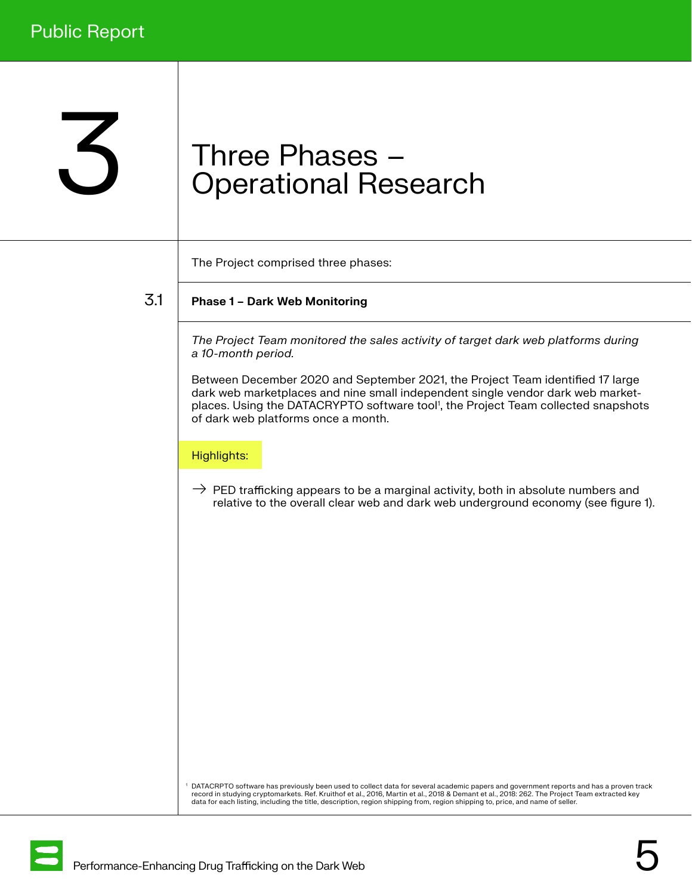# 3 Three Phases – Operational Research

The Project comprised three phases:

## 3.1 Phase 1 – Dark Web Monitoring

*The Project Team monitored the sales activity of target dark web platforms during a 10-month period.*

Between December 2020 and September 2021, the Project Team identified 17 large dark web marketplaces and nine small independent single vendor dark web marketplaces. Using the DATACRYPTO software tool[1], the Project Team collected snapshots of dark web platforms once a month.

Highlights:

→ PED trafficking appears to be a marginal activity, both in absolute numbers and relative to the overall clear web and dark web underground economy (see figure 1).

[1] DATACRPTO software has previously been used to collect data for several academic papers and government reports and has a proven track record in studying cryptomarkets. Ref. Kruithof et al., 2016, Martin et al., 2018 & Demant et al., 2018: 262. The Project Team extracted key data for each listing, including the title, description, region shipping from, region shipping to, price, and name of seller.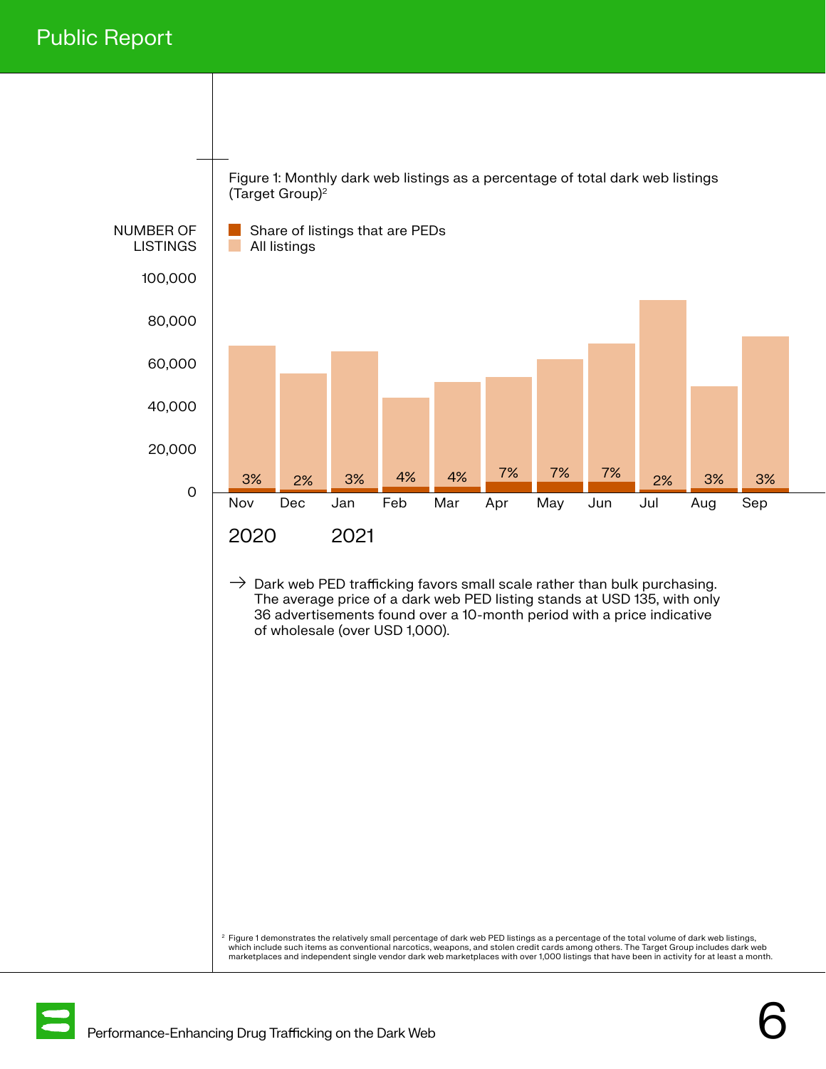Figure 1: Monthly dark web listings as a percentage of total dark web listings (Target Group)[2]

NUMBER OF LISTINGS

■ Share of listings that are PEDs
■ All listings

| Month | Share of listings that are PEDs |
|---|---|
| Nov 2020 | 3% |
| Dec | 2% |
| Jan 2021 | 3% |
| Feb | 4% |
| Mar | 4% |
| Apr | 7% |
| May | 7% |
| Jun | 7% |
| Jul | 2% |
| Aug | 3% |
| Sep | 3% |

→ Dark web PED trafficking favors small scale rather than bulk purchasing. The average price of a dark web PED listing stands at USD 135, with only 36 advertisements found over a 10-month period with a price indicative of wholesale (over USD 1,000).

[2] Figure 1 demonstrates the relatively small percentage of dark web PED listings as a percentage of the total volume of dark web listings, which include such items as conventional narcotics, weapons, and stolen credit cards among others. The Target Group includes dark web marketplaces and independent single vendor dark web marketplaces with over 1,000 listings that have been in activity for at least a month.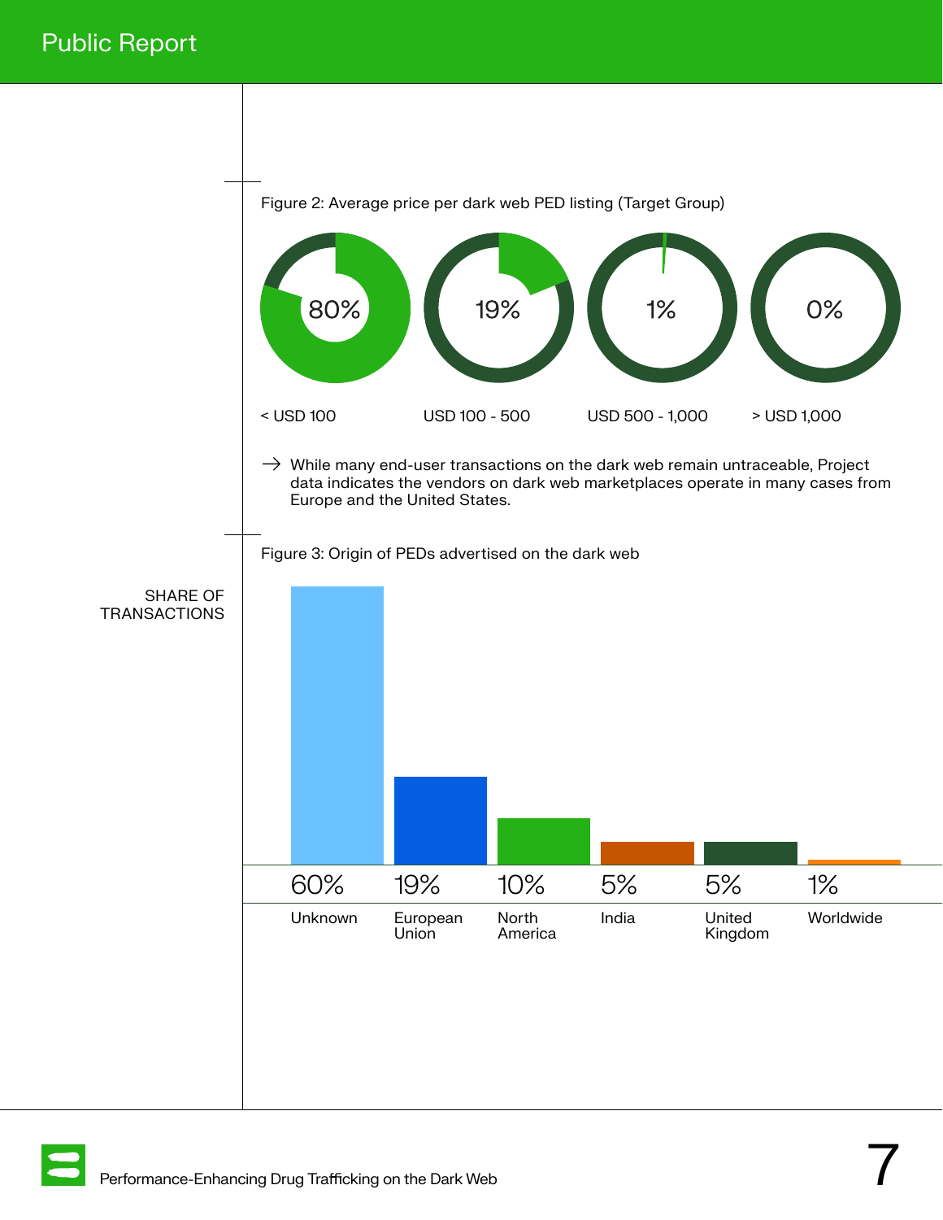Figure 2: Average price per dark web PED listing (Target Group)

| < USD 100 | USD 100 - 500 | USD 500 - 1,000 | > USD 1,000 |
|---|---|---|---|
| 80% | 19% | 1% | 0% |

→ While many end-user transactions on the dark web remain untraceable, Project data indicates the vendors on dark web marketplaces operate in many cases from Europe and the United States.

Figure 3: Origin of PEDs advertised on the dark web

SHARE OF TRANSACTIONS

| Unknown | European Union | North America | India | United Kingdom | Worldwide |
|---|---|---|---|---|---|
| 60% | 19% | 10% | 5% | 5% | 1% |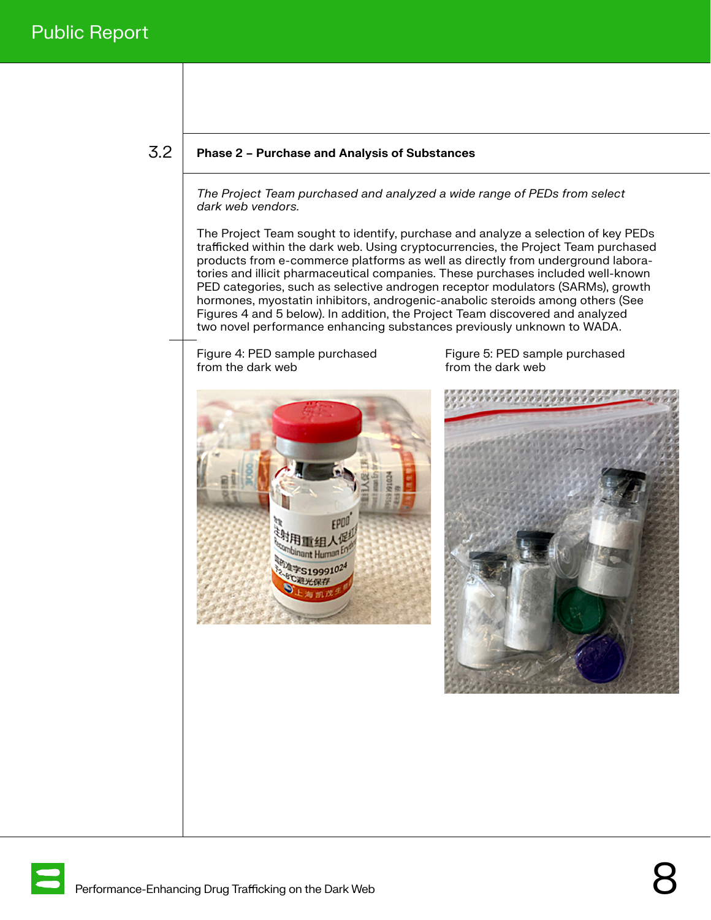## 3.2 Phase 2 – Purchase and Analysis of Substances

*The Project Team purchased and analyzed a wide range of PEDs from select dark web vendors.*

The Project Team sought to identify, purchase and analyze a selection of key PEDs trafficked within the dark web. Using cryptocurrencies, the Project Team purchased products from e-commerce platforms as well as directly from underground laboratories and illicit pharmaceutical companies. These purchases included well-known PED categories, such as selective androgen receptor modulators (SARMs), growth hormones, myostatin inhibitors, androgenic-anabolic steroids among others (See Figures 4 and 5 below). In addition, the Project Team discovered and analyzed two novel performance enhancing substances previously unknown to WADA.

Figure 4: PED sample purchased from the dark web

Figure 5: PED sample purchased from the dark web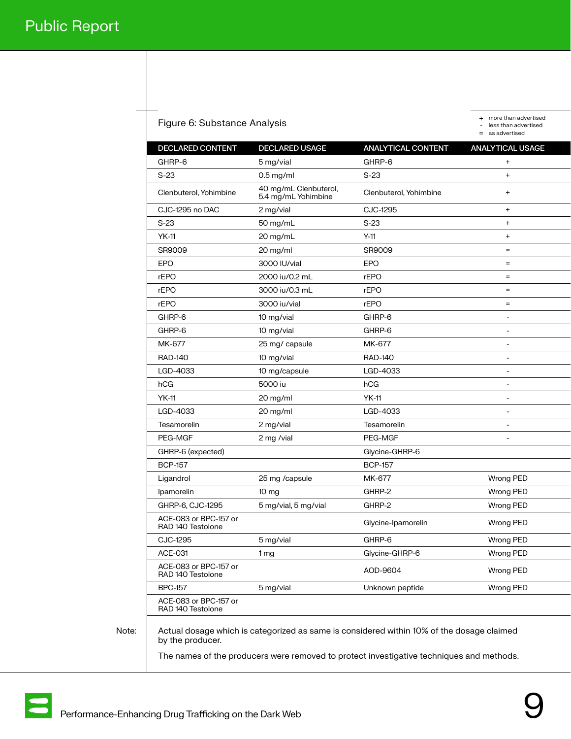Figure 6: Substance Analysis

\+ more than advertised
\- less than advertised
= as advertised

| DECLARED CONTENT | DECLARED USAGE | ANALYTICAL CONTENT | ANALYTICAL USAGE |
|---|---|---|---|
| GHRP-6 | 5 mg/vial | GHRP-6 | + |
| S-23 | 0.5 mg/ml | S-23 | + |
| Clenbuterol, Yohimbine | 40 mg/mL Clenbuterol, 5.4 mg/mL Yohimbine | Clenbuterol, Yohimbine | + |
| CJC-1295 no DAC | 2 mg/vial | CJC-1295 | + |
| S-23 | 50 mg/mL | S-23 | + |
| YK-11 | 20 mg/mL | Y-11 | + |
| SR9009 | 20 mg/ml | SR9009 | = |
| EPO | 3000 IU/vial | EPO | = |
| rEPO | 2000 iu/0.2 mL | rEPO | = |
| rEPO | 3000 iu/0.3 mL | rEPO | = |
| rEPO | 3000 iu/vial | rEPO | = |
| GHRP-6 | 10 mg/vial | GHRP-6 | - |
| GHRP-6 | 10 mg/vial | GHRP-6 | - |
| MK-677 | 25 mg/ capsule | MK-677 | - |
| RAD-140 | 10 mg/vial | RAD-140 | - |
| LGD-4033 | 10 mg/capsule | LGD-4033 | - |
| hCG | 5000 iu | hCG | - |
| YK-11 | 20 mg/ml | YK-11 | - |
| LGD-4033 | 20 mg/ml | LGD-4033 | - |
| Tesamorelin | 2 mg/vial | Tesamorelin | - |
| PEG-MGF | 2 mg /vial | PEG-MGF | - |
| GHRP-6 (expected) | | Glycine-GHRP-6 | |
| BCP-157 | | BCP-157 | |
| Ligandrol | 25 mg /capsule | MK-677 | Wrong PED |
| Ipamorelin | 10 mg | GHRP-2 | Wrong PED |
| GHRP-6, CJC-1295 | 5 mg/vial, 5 mg/vial | GHRP-2 | Wrong PED |
| ACE-083 or BPC-157 or RAD 140 Testolone | | Glycine-Ipamorelin | Wrong PED |
| CJC-1295 | 5 mg/vial | GHRP-6 | Wrong PED |
| ACE-031 | 1 mg | Glycine-GHRP-6 | Wrong PED |
| ACE-083 or BPC-157 or RAD 140 Testolone | | AOD-9604 | Wrong PED |
| BPC-157 | 5 mg/vial | Unknown peptide | Wrong PED |
| ACE-083 or BPC-157 or RAD 140 Testolone | | | |

Note: Actual dosage which is categorized as same is considered within 10% of the dosage claimed by the producer.

The names of the producers were removed to protect investigative techniques and methods.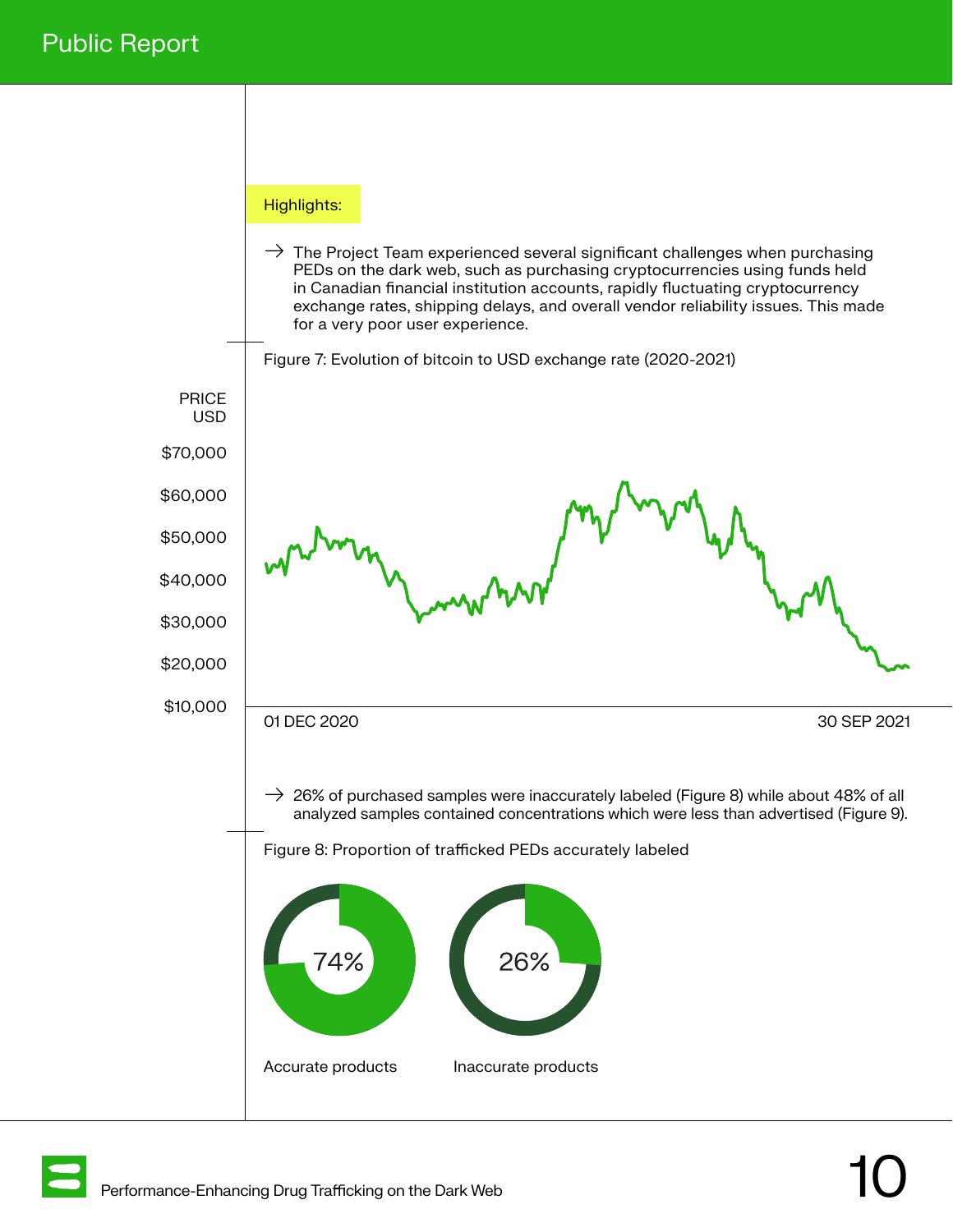Highlights:

→ The Project Team experienced several significant challenges when purchasing PEDs on the dark web, such as purchasing cryptocurrencies using funds held in Canadian financial institution accounts, rapidly fluctuating cryptocurrency exchange rates, shipping delays, and overall vendor reliability issues. This made for a very poor user experience.

Figure 7: Evolution of bitcoin to USD exchange rate (2020-2021)

PRICE USD

$70,000

$60,000

$50,000

$40,000

$30,000

$20,000

$10,000

01 DEC 2020

30 SEP 2021

→ 26% of purchased samples were inaccurately labeled (Figure 8) while about 48% of all analyzed samples contained concentrations which were less than advertised (Figure 9).

Figure 8: Proportion of trafficked PEDs accurately labeled

74%

Accurate products

26%

Inaccurate products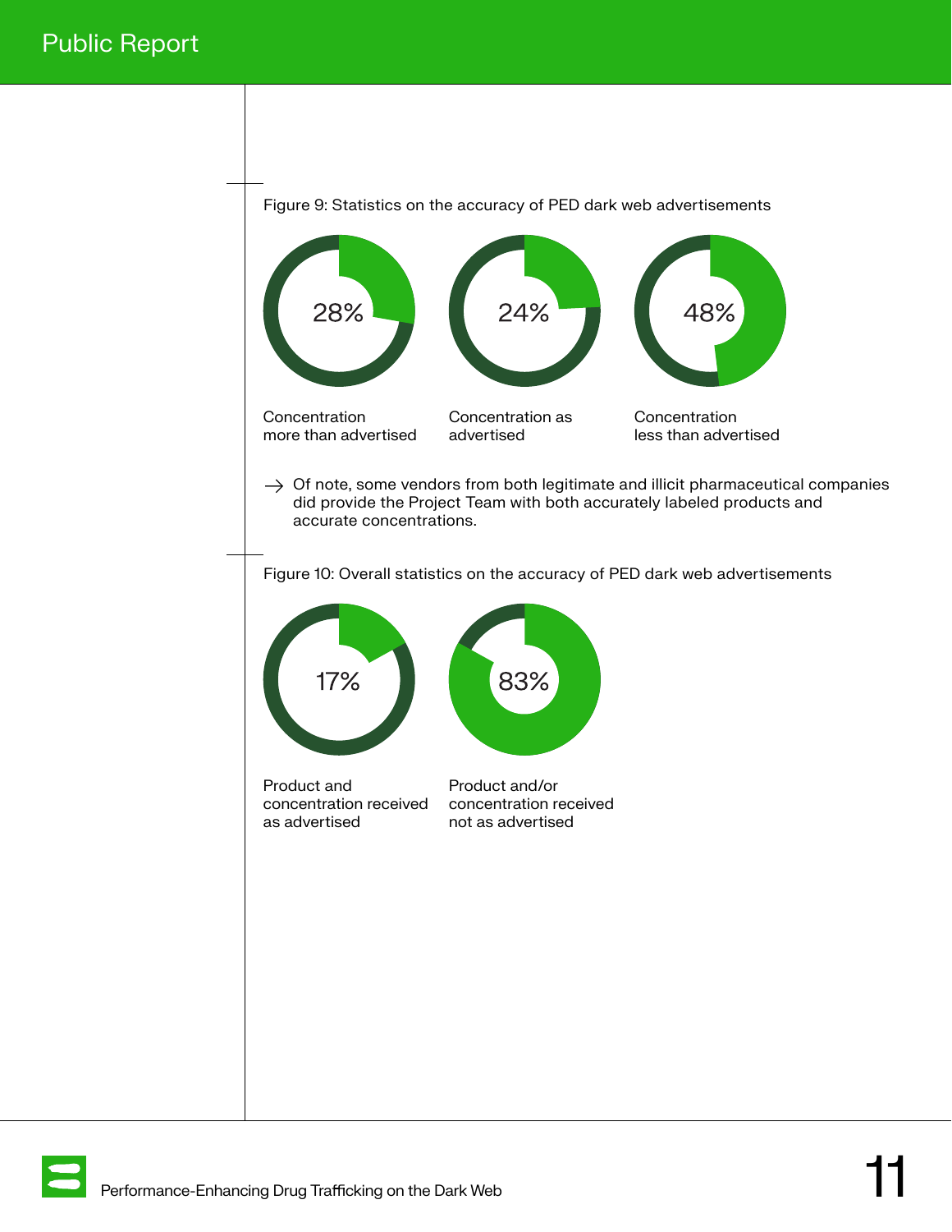Figure 9: Statistics on the accuracy of PED dark web advertisements

| 28% | 24% | 48% |
|---|---|---|
| Concentration more than advertised | Concentration as advertised | Concentration less than advertised |

→ Of note, some vendors from both legitimate and illicit pharmaceutical companies did provide the Project Team with both accurately labeled products and accurate concentrations.

Figure 10: Overall statistics on the accuracy of PED dark web advertisements

| 17% | 83% |
|---|---|
| Product and concentration received as advertised | Product and/or concentration received not as advertised |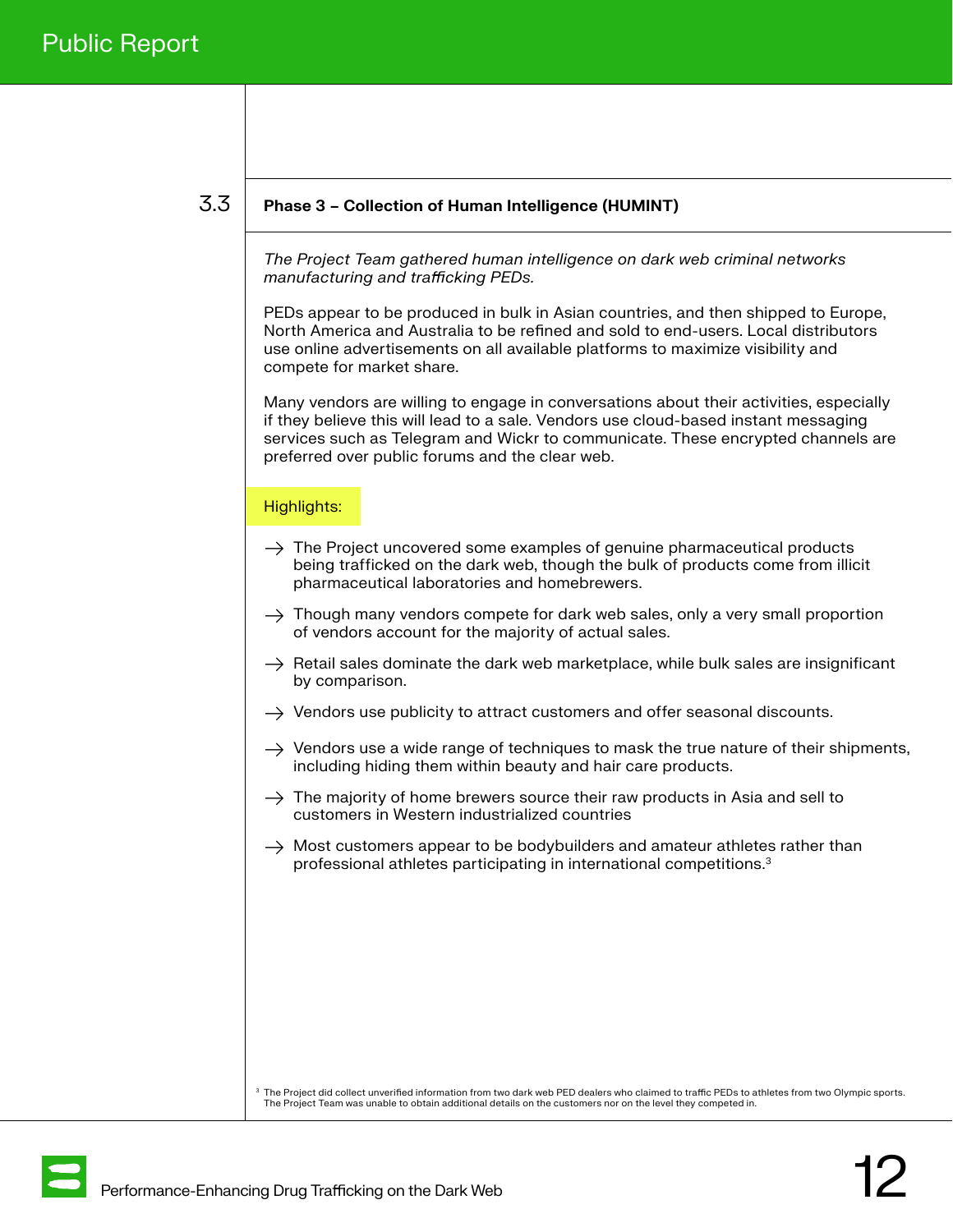## 3.3 Phase 3 – Collection of Human Intelligence (HUMINT)

*The Project Team gathered human intelligence on dark web criminal networks manufacturing and trafficking PEDs.*

PEDs appear to be produced in bulk in Asian countries, and then shipped to Europe, North America and Australia to be refined and sold to end-users. Local distributors use online advertisements on all available platforms to maximize visibility and compete for market share.

Many vendors are willing to engage in conversations about their activities, especially if they believe this will lead to a sale. Vendors use cloud-based instant messaging services such as Telegram and Wickr to communicate. These encrypted channels are preferred over public forums and the clear web.

Highlights:

- → The Project uncovered some examples of genuine pharmaceutical products being trafficked on the dark web, though the bulk of products come from illicit pharmaceutical laboratories and homebrewers.
- → Though many vendors compete for dark web sales, only a very small proportion of vendors account for the majority of actual sales.
- → Retail sales dominate the dark web marketplace, while bulk sales are insignificant by comparison.
- → Vendors use publicity to attract customers and offer seasonal discounts.
- → Vendors use a wide range of techniques to mask the true nature of their shipments, including hiding them within beauty and hair care products.
- → The majority of home brewers source their raw products in Asia and sell to customers in Western industrialized countries
- → Most customers appear to be bodybuilders and amateur athletes rather than professional athletes participating in international competitions.[3]

[3] The Project did collect unverified information from two dark web PED dealers who claimed to traffic PEDs to athletes from two Olympic sports. The Project Team was unable to obtain additional details on the customers nor on the level they competed in.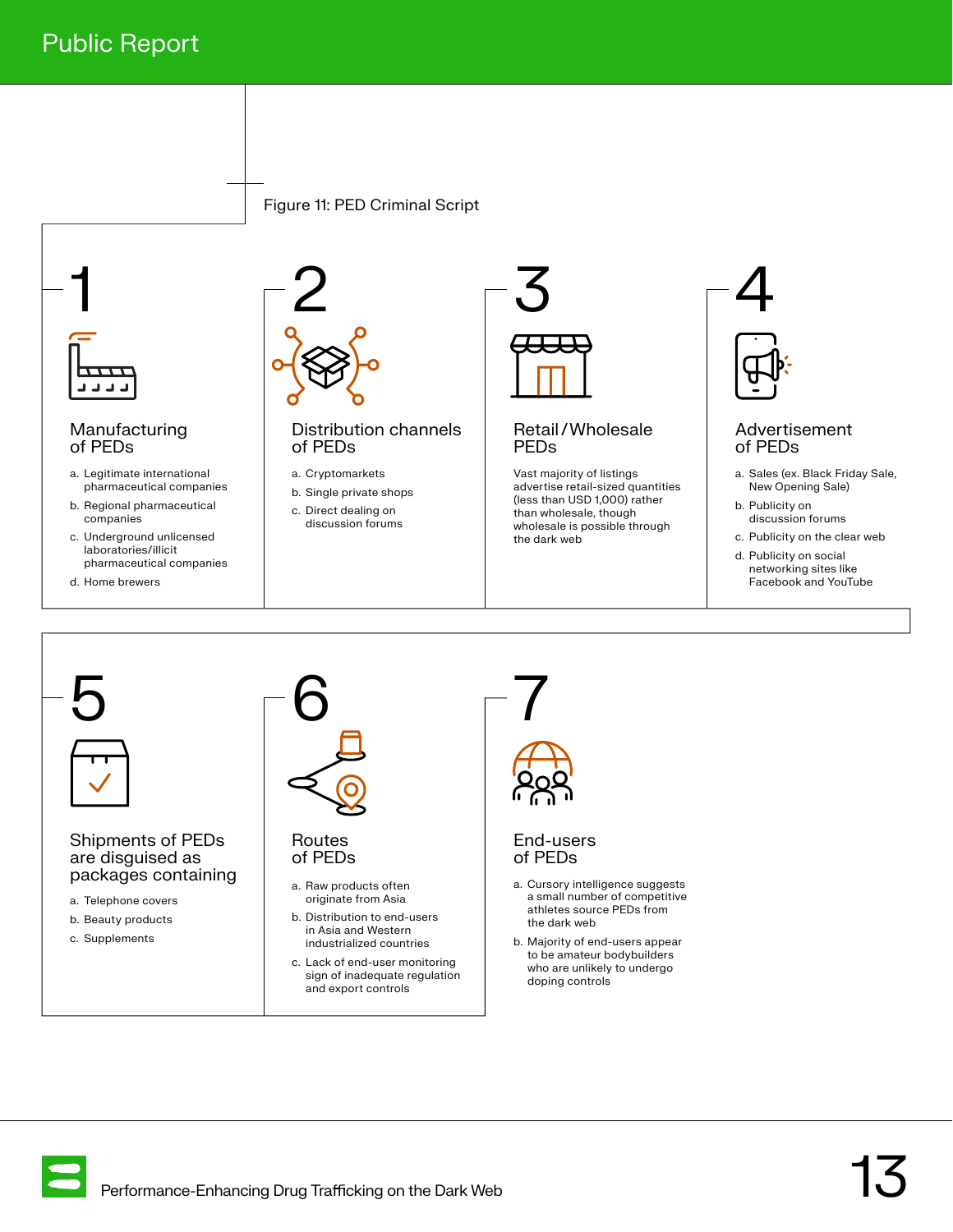Figure 11: PED Criminal Script

## 1 Manufacturing of PEDs

a. Legitimate international pharmaceutical companies
b. Regional pharmaceutical companies
c. Underground unlicensed laboratories/illicit pharmaceutical companies
d. Home brewers

## 2 Distribution channels of PEDs

a. Cryptomarkets
b. Single private shops
c. Direct dealing on discussion forums

## 3 Retail/Wholesale PEDs

Vast majority of listings advertise retail-sized quantities (less than USD 1,000) rather than wholesale, though wholesale is possible through the dark web

## 4 Advertisement of PEDs

a. Sales (ex. Black Friday Sale, New Opening Sale)
b. Publicity on discussion forums
c. Publicity on the clear web
d. Publicity on social networking sites like Facebook and YouTube

## 5 Shipments of PEDs are disguised as packages containing

a. Telephone covers
b. Beauty products
c. Supplements

## 6 Routes of PEDs

a. Raw products often originate from Asia
b. Distribution to end-users in Asia and Western industrialized countries
c. Lack of end-user monitoring sign of inadequate regulation and export controls

## 7 End-users of PEDs

a. Cursory intelligence suggests a small number of competitive athletes source PEDs from the dark web
b. Majority of end-users appear to be amateur bodybuilders who are unlikely to undergo doping controls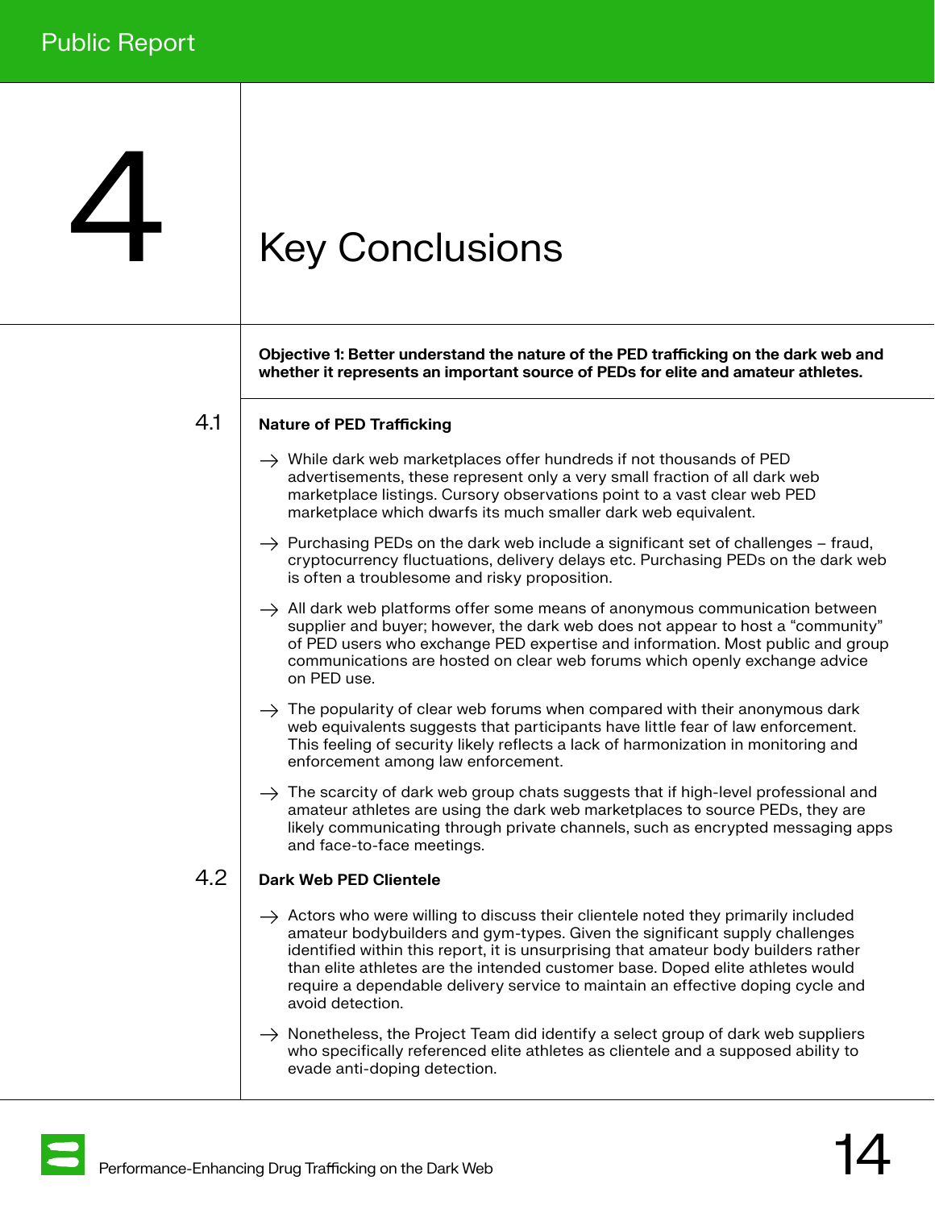# 4 Key Conclusions

**Objective 1: Better understand the nature of the PED trafficking on the dark web and whether it represents an important source of PEDs for elite and amateur athletes.**

## 4.1 Nature of PED Trafficking

- While dark web marketplaces offer hundreds if not thousands of PED advertisements, these represent only a very small fraction of all dark web marketplace listings. Cursory observations point to a vast clear web PED marketplace which dwarfs its much smaller dark web equivalent.
- Purchasing PEDs on the dark web include a significant set of challenges – fraud, cryptocurrency fluctuations, delivery delays etc. Purchasing PEDs on the dark web is often a troublesome and risky proposition.
- All dark web platforms offer some means of anonymous communication between supplier and buyer; however, the dark web does not appear to host a "community" of PED users who exchange PED expertise and information. Most public and group communications are hosted on clear web forums which openly exchange advice on PED use.
- The popularity of clear web forums when compared with their anonymous dark web equivalents suggests that participants have little fear of law enforcement. This feeling of security likely reflects a lack of harmonization in monitoring and enforcement among law enforcement.
- The scarcity of dark web group chats suggests that if high-level professional and amateur athletes are using the dark web marketplaces to source PEDs, they are likely communicating through private channels, such as encrypted messaging apps and face-to-face meetings.

## 4.2 Dark Web PED Clientele

- Actors who were willing to discuss their clientele noted they primarily included amateur bodybuilders and gym-types. Given the significant supply challenges identified within this report, it is unsurprising that amateur body builders rather than elite athletes are the intended customer base. Doped elite athletes would require a dependable delivery service to maintain an effective doping cycle and avoid detection.
- Nonetheless, the Project Team did identify a select group of dark web suppliers who specifically referenced elite athletes as clientele and a supposed ability to evade anti-doping detection.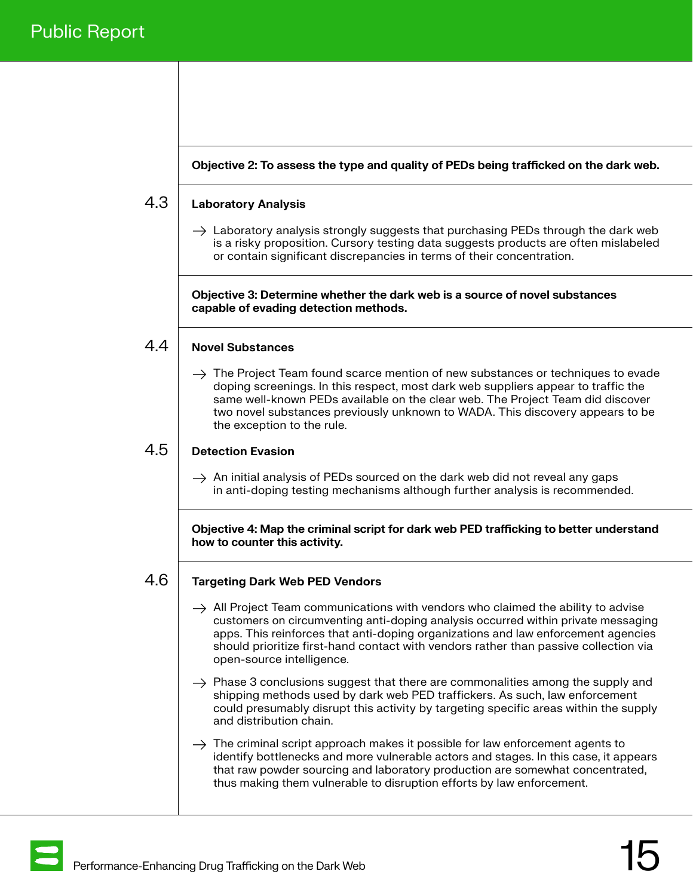**Objective 2: To assess the type and quality of PEDs being trafficked on the dark web.**

### 4.3 Laboratory Analysis

- Laboratory analysis strongly suggests that purchasing PEDs through the dark web is a risky proposition. Cursory testing data suggests products are often mislabeled or contain significant discrepancies in terms of their concentration.

**Objective 3: Determine whether the dark web is a source of novel substances capable of evading detection methods.**

### 4.4 Novel Substances

- The Project Team found scarce mention of new substances or techniques to evade doping screenings. In this respect, most dark web suppliers appear to traffic the same well-known PEDs available on the clear web. The Project Team did discover two novel substances previously unknown to WADA. This discovery appears to be the exception to the rule.

### 4.5 Detection Evasion

- An initial analysis of PEDs sourced on the dark web did not reveal any gaps in anti-doping testing mechanisms although further analysis is recommended.

**Objective 4: Map the criminal script for dark web PED trafficking to better understand how to counter this activity.**

### 4.6 Targeting Dark Web PED Vendors

- All Project Team communications with vendors who claimed the ability to advise customers on circumventing anti-doping analysis occurred within private messaging apps. This reinforces that anti-doping organizations and law enforcement agencies should prioritize first-hand contact with vendors rather than passive collection via open-source intelligence.
- Phase 3 conclusions suggest that there are commonalities among the supply and shipping methods used by dark web PED traffickers. As such, law enforcement could presumably disrupt this activity by targeting specific areas within the supply and distribution chain.
- The criminal script approach makes it possible for law enforcement agents to identify bottlenecks and more vulnerable actors and stages. In this case, it appears that raw powder sourcing and laboratory production are somewhat concentrated, thus making them vulnerable to disruption efforts by law enforcement.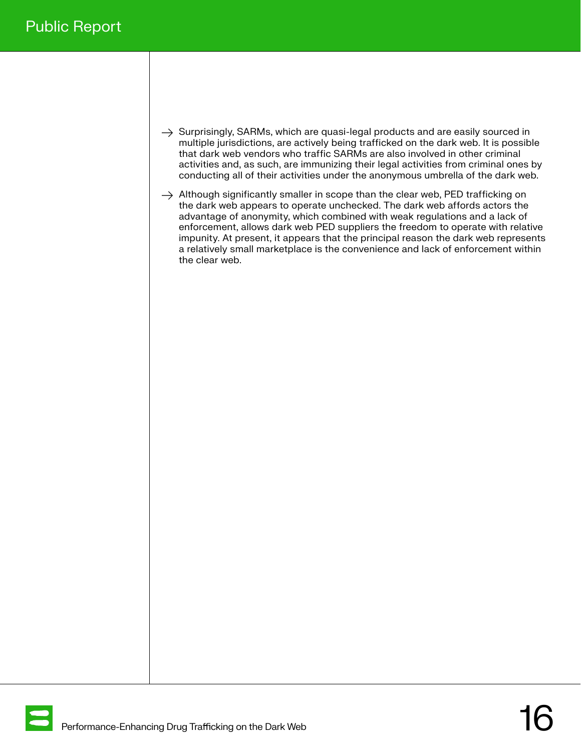- Surprisingly, SARMs, which are quasi-legal products and are easily sourced in multiple jurisdictions, are actively being trafficked on the dark web. It is possible that dark web vendors who traffic SARMs are also involved in other criminal activities and, as such, are immunizing their legal activities from criminal ones by conducting all of their activities under the anonymous umbrella of the dark web.
- Although significantly smaller in scope than the clear web, PED trafficking on the dark web appears to operate unchecked. The dark web affords actors the advantage of anonymity, which combined with weak regulations and a lack of enforcement, allows dark web PED suppliers the freedom to operate with relative impunity. At present, it appears that the principal reason the dark web represents a relatively small marketplace is the convenience and lack of enforcement within the clear web.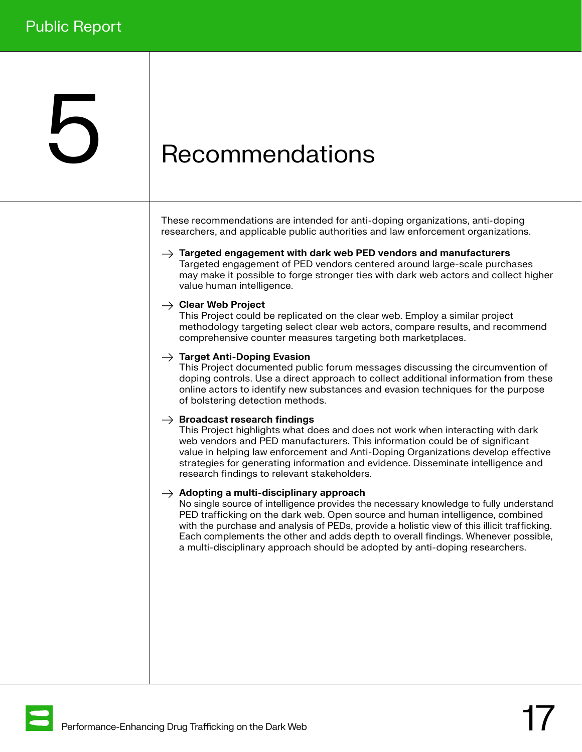# 5 Recommendations

These recommendations are intended for anti-doping organizations, anti-doping researchers, and applicable public authorities and law enforcement organizations.

→ **Targeted engagement with dark web PED vendors and manufacturers**
Targeted engagement of PED vendors centered around large-scale purchases may make it possible to forge stronger ties with dark web actors and collect higher value human intelligence.

→ **Clear Web Project**
This Project could be replicated on the clear web. Employ a similar project methodology targeting select clear web actors, compare results, and recommend comprehensive counter measures targeting both marketplaces.

→ **Target Anti-Doping Evasion**
This Project documented public forum messages discussing the circumvention of doping controls. Use a direct approach to collect additional information from these online actors to identify new substances and evasion techniques for the purpose of bolstering detection methods.

→ **Broadcast research findings**
This Project highlights what does and does not work when interacting with dark web vendors and PED manufacturers. This information could be of significant value in helping law enforcement and Anti-Doping Organizations develop effective strategies for generating information and evidence. Disseminate intelligence and research findings to relevant stakeholders.

→ **Adopting a multi-disciplinary approach**
No single source of intelligence provides the necessary knowledge to fully understand PED trafficking on the dark web. Open source and human intelligence, combined with the purchase and analysis of PEDs, provide a holistic view of this illicit trafficking. Each complements the other and adds depth to overall findings. Whenever possible, a multi-disciplinary approach should be adopted by anti-doping researchers.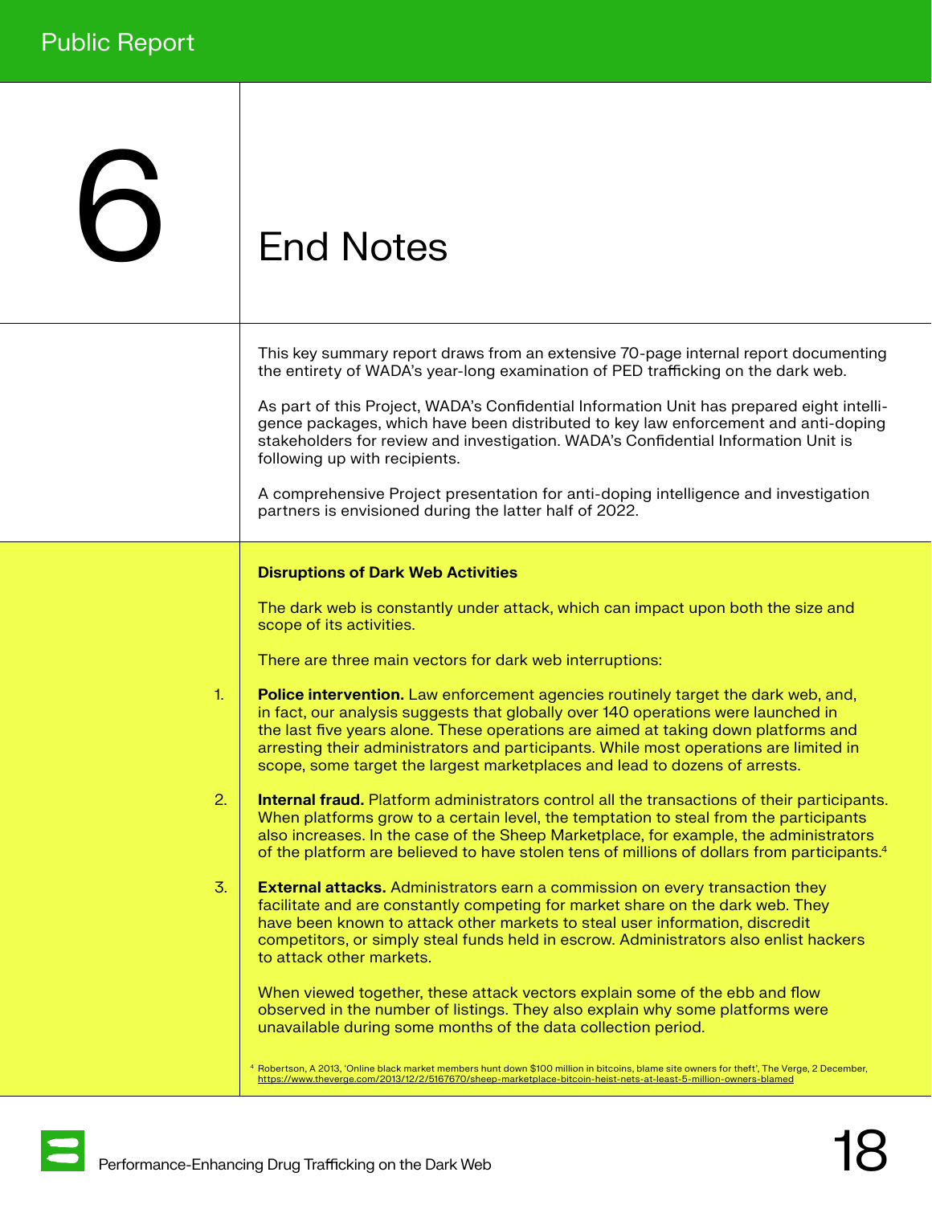# 6 End Notes

This key summary report draws from an extensive 70-page internal report documenting the entirety of WADA's year-long examination of PED trafficking on the dark web.

As part of this Project, WADA's Confidential Information Unit has prepared eight intelligence packages, which have been distributed to key law enforcement and anti-doping stakeholders for review and investigation. WADA's Confidential Information Unit is following up with recipients.

A comprehensive Project presentation for anti-doping intelligence and investigation partners is envisioned during the latter half of 2022.

**Disruptions of Dark Web Activities**

The dark web is constantly under attack, which can impact upon both the size and scope of its activities.

There are three main vectors for dark web interruptions:

1. **Police intervention.** Law enforcement agencies routinely target the dark web, and, in fact, our analysis suggests that globally over 140 operations were launched in the last five years alone. These operations are aimed at taking down platforms and arresting their administrators and participants. While most operations are limited in scope, some target the largest marketplaces and lead to dozens of arrests.

2. **Internal fraud.** Platform administrators control all the transactions of their participants. When platforms grow to a certain level, the temptation to steal from the participants also increases. In the case of the Sheep Marketplace, for example, the administrators of the platform are believed to have stolen tens of millions of dollars from participants.[4]

3. **External attacks.** Administrators earn a commission on every transaction they facilitate and are constantly competing for market share on the dark web. They have been known to attack other markets to steal user information, discredit competitors, or simply steal funds held in escrow. Administrators also enlist hackers to attack other markets.

When viewed together, these attack vectors explain some of the ebb and flow observed in the number of listings. They also explain why some platforms were unavailable during some months of the data collection period.

[4] Robertson, A 2013, 'Online black market members hunt down $100 million in bitcoins, blame site owners for theft', The Verge, 2 December, https://www.theverge.com/2013/12/2/5167670/sheep-marketplace-bitcoin-heist-nets-at-least-5-million-owners-blamed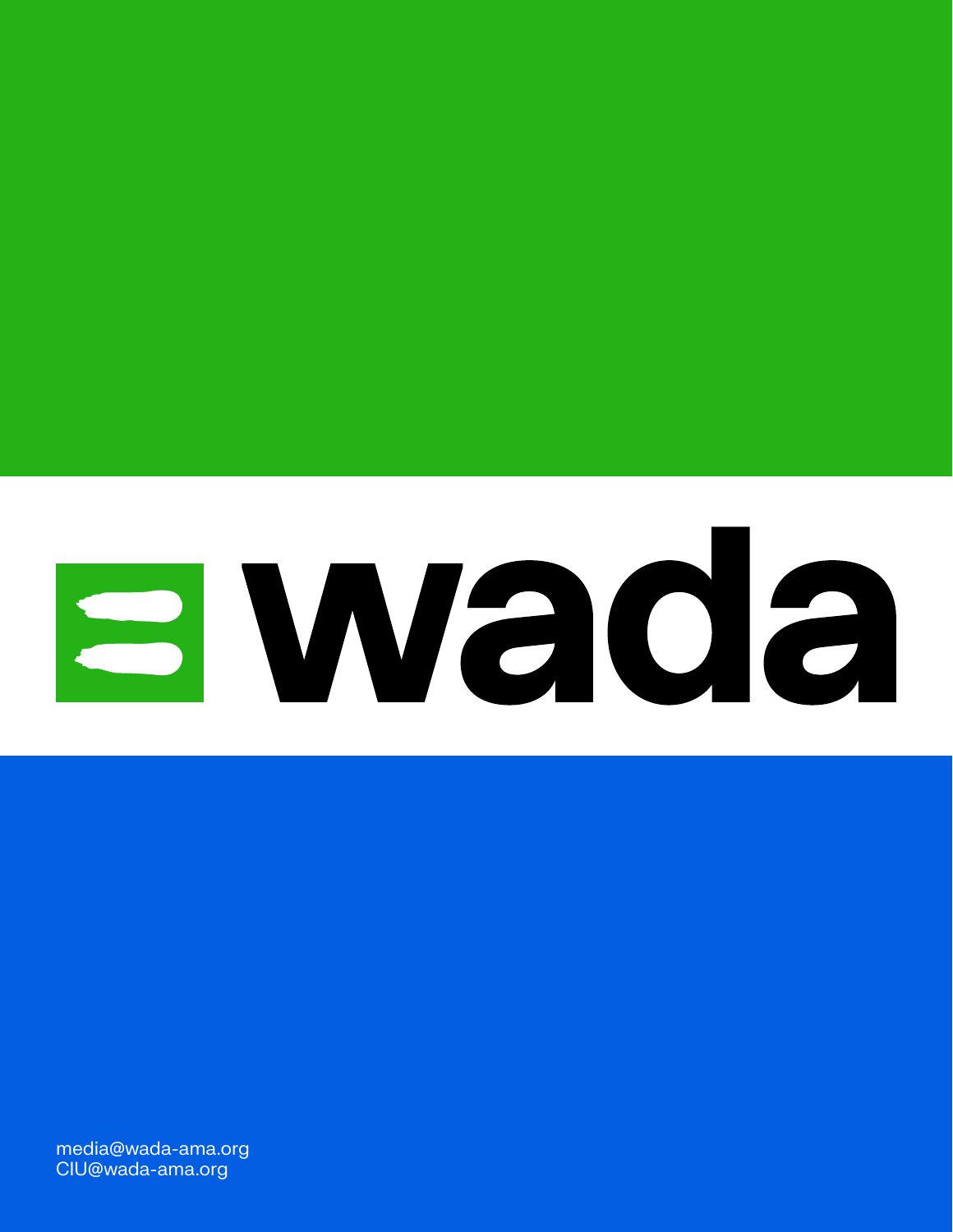wada

media@wada-ama.org
CIU@wada-ama.org